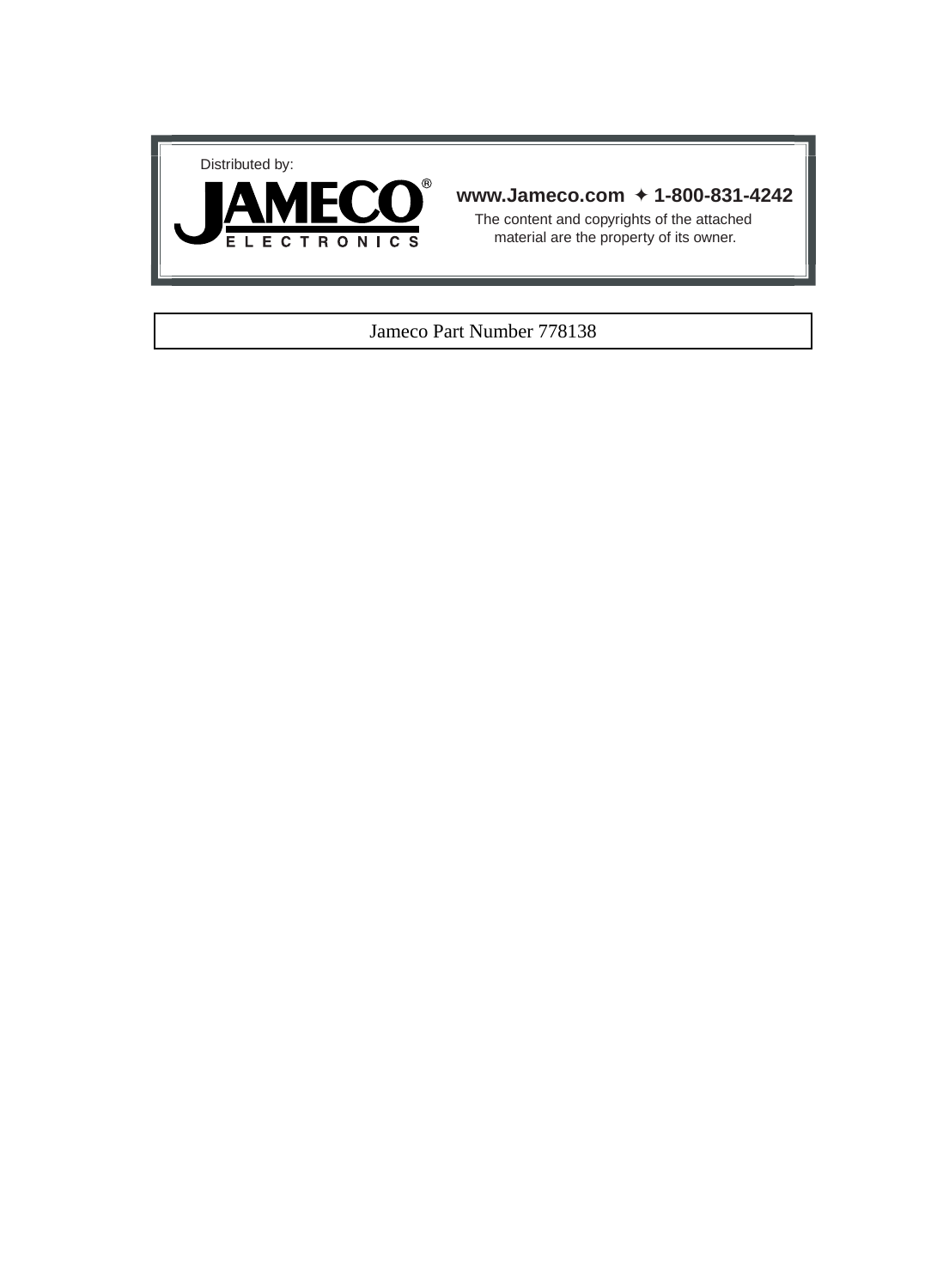Distributed by:

JAMECO® ELECTRONICS

**www.Jameco.com ✦ 1-800-831-4242**

The content and copyrights of the attached material are the property of its owner.

Jameco Part Number 778138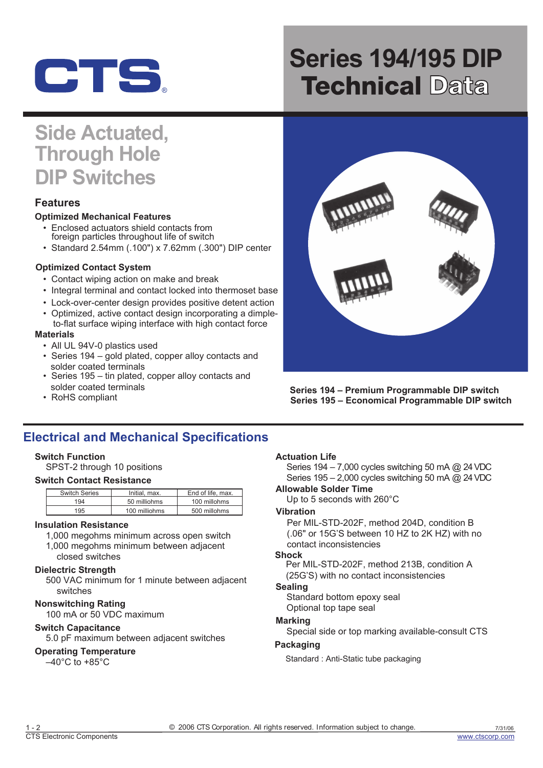# Series 194/195 DIP Technical Data

## Side Actuated, Through Hole DIP Switches

### Features

**Optimized Mechanical Features**

- Enclosed actuators shield contacts from foreign particles throughout life of switch
- Standard 2.54mm (.100") x 7.62mm (.300") DIP center

**Optimized Contact System**

- Contact wiping action on make and break
- Integral terminal and contact locked into thermoset base
- Lock-over-center design provides positive detent action
- Optimized, active contact design incorporating a dimple-to-flat surface wiping interface with high contact force

**Materials**

- All UL 94V-0 plastics used
- Series 194 – gold plated, copper alloy contacts and solder coated terminals
- Series 195 – tin plated, copper alloy contacts and solder coated terminals
- RoHS compliant

**Series 194 – Premium Programmable DIP switch**
**Series 195 – Economical Programmable DIP switch**

## Electrical and Mechanical Specifications

**Switch Function**

SPST-2 through 10 positions

**Switch Contact Resistance**

| Switch Series | Initial, max. | End of life, max. |
|---|---|---|
| 194 | 50 milliohms | 100 millohms |
| 195 | 100 milliohms | 500 millohms |

**Insulation Resistance**

1,000 megohms minimum across open switch
1,000 megohms minimum between adjacent closed switches

**Dielectric Strength**

500 VAC minimum for 1 minute between adjacent switches

**Nonswitching Rating**

100 mA or 50 VDC maximum

**Switch Capacitance**

5.0 pF maximum between adjacent switches

**Operating Temperature**

–40°C to +85°C

**Actuation Life**

Series 194 – 7,000 cycles switching 50 mA @ 24 VDC
Series 195 – 2,000 cycles switching 50 mA @ 24 VDC

**Allowable Solder Time**

Up to 5 seconds with 260°C

**Vibration**

Per MIL-STD-202F, method 204D, condition B (.06" or 15G'S between 10 HZ to 2K HZ) with no contact inconsistencies

**Shock**

Per MIL-STD-202F, method 213B, condition A (25G'S) with no contact inconsistencies

**Sealing**

Standard bottom epoxy seal
Optional top tape seal

**Marking**

Special side or top marking available-consult CTS

**Packaging**

Standard : Anti-Static tube packaging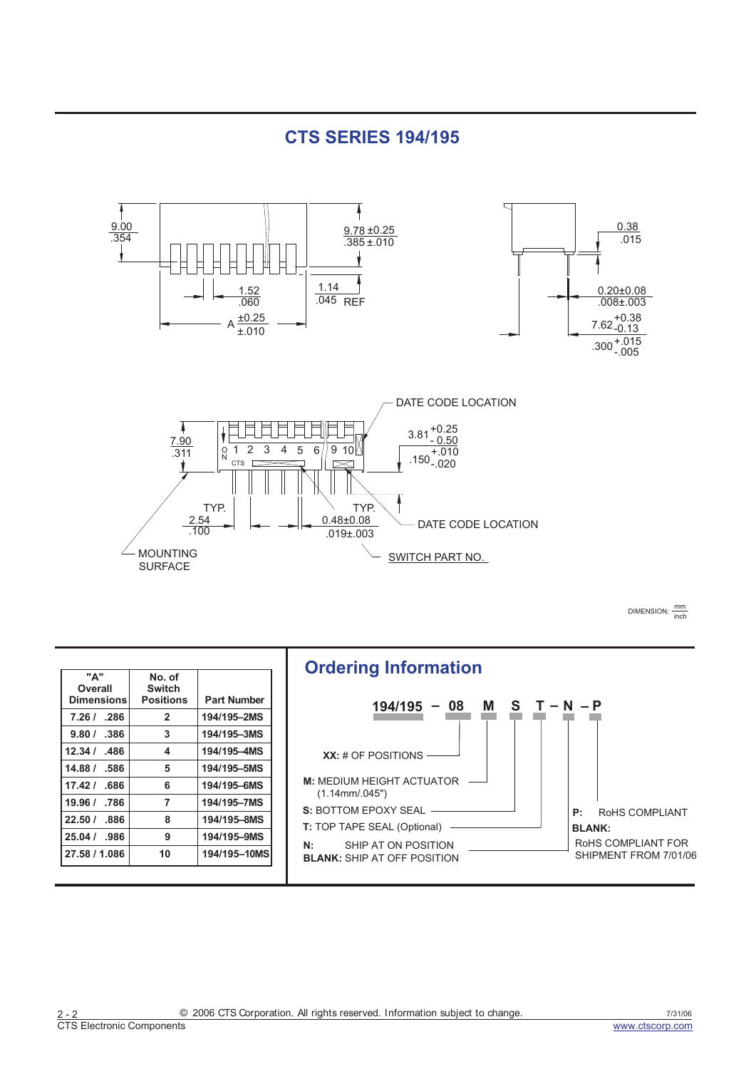# CTS SERIES 194/195

9.00
.354

9.78 ±0.25
.385 ±.010

1.52
.060

1.14
.045 REF

A ±0.25
±.010

0.38
.015

0.20±0.08
.008±.003

7.62 +0.38 -0.13

.300 +.015 -.005

DATE CODE LOCATION

7.90
.311

ON 1 2 3 4 5 6 9 10

CTS

3.81 +0.25 - 0.50

.150 +.010 -.020

TYP.
2.54
.100

TYP.
0.48±0.08
.019±.003

DATE CODE LOCATION

MOUNTING SURFACE

SWITCH PART NO.

DIMENSION: mm / inch

| "A" Overall Dimensions | No. of Switch Positions | Part Number |
|---|---|---|
| 7.26 / .286 | 2 | 194/195–2MS |
| 9.80 / .386 | 3 | 194/195–3MS |
| 12.34 / .486 | 4 | 194/195–4MS |
| 14.88 / .586 | 5 | 194/195–5MS |
| 17.42 / .686 | 6 | 194/195–6MS |
| 19.96 / .786 | 7 | 194/195–7MS |
| 22.50 / .886 | 8 | 194/195–8MS |
| 25.04 / .986 | 9 | 194/195–9MS |
| 27.58 / 1.086 | 10 | 194/195–10MS |

## Ordering Information

**194/195 – 08 M S T – N – P**

**XX:** # OF POSITIONS

**M:** MEDIUM HEIGHT ACTUATOR (1.14mm/.045")

**S:** BOTTOM EPOXY SEAL

**T:** TOP TAPE SEAL (Optional)

**N:** SHIP AT ON POSITION
**BLANK:** SHIP AT OFF POSITION

**P:** RoHS COMPLIANT
**BLANK:** RoHS COMPLIANT FOR SHIPMENT FROM 7/01/06

© 2006 CTS Corporation. All rights reserved. Information subject to change.

CTS Electronic Components

7/31/06

www.ctscorp.com